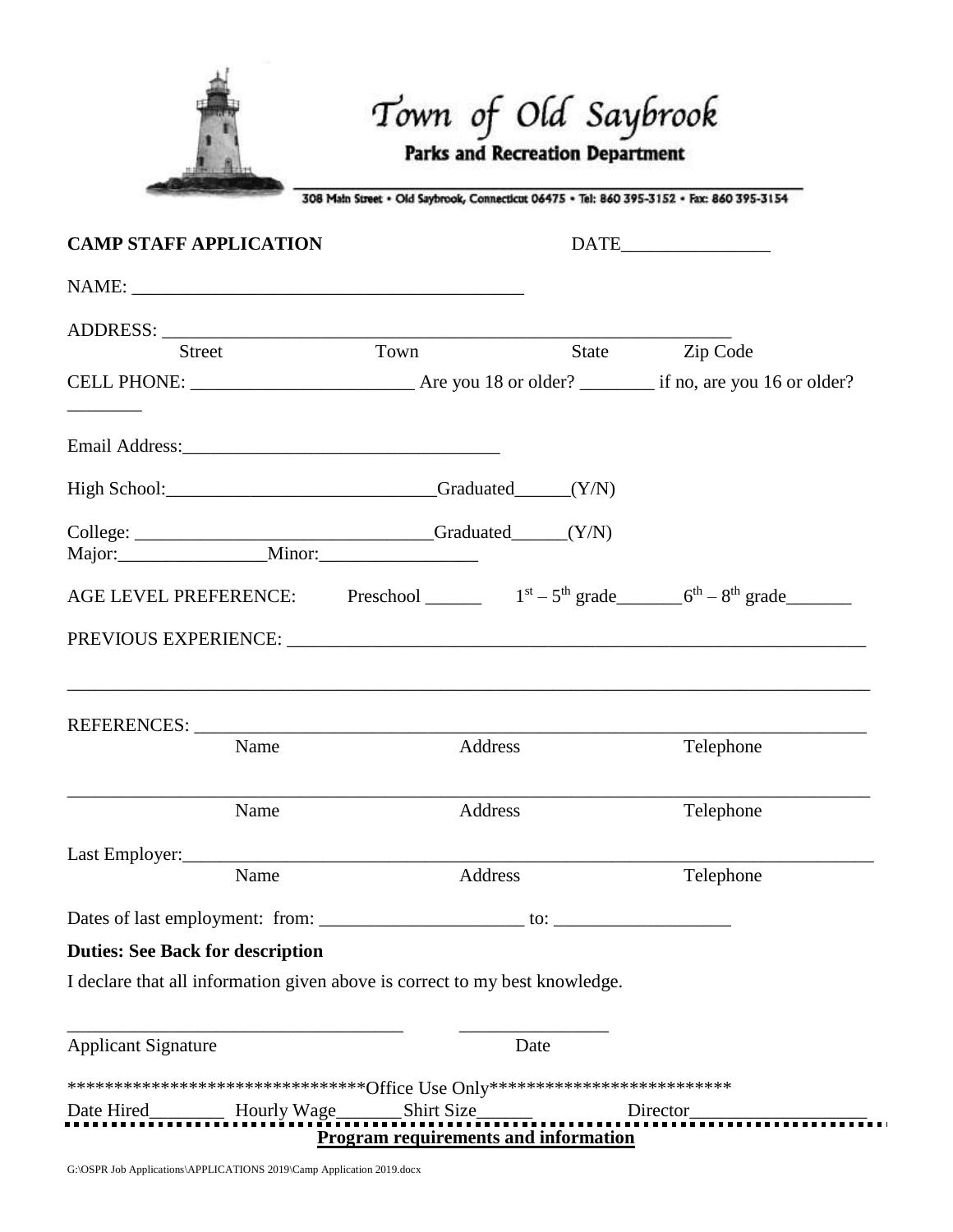# Town of Old Saybrook

**Parks and Recreation Department**

308 Main Street • Old Saybrook, Connecticut 06475 • Tel: 860 395-3152 • Fax: 860 395-3154

**CAMP STAFF APPLICATION** DATE________________

NAME: __________________________________________

ADDRESS: ____________________________________________________________
Street Town State Zip Code

CELL PHONE: ________________________ Are you 18 or older? ________ if no, are you 16 or older? ________

Email Address:__________________________________

High School:_____________________________Graduated______(Y/N)

College: ________________________________Graduated______(Y/N)
Major:________________Minor:_________________

AGE LEVEL PREFERENCE: Preschool ______ 1st – 5th grade_______6th – 8th grade_______

PREVIOUS EXPERIENCE: ________________________________________________________________

__________________________________________________________________________________

REFERENCES: _______________________________________________________________________
Name Address Telephone

__________________________________________________________________________________
Name Address Telephone

Last Employer:_______________________________________________________________________
Name Address Telephone

Dates of last employment: from: _____________________ to: __________________

**Duties: See Back for description**

I declare that all information given above is correct to my best knowledge.

____________________________________ ________________
Applicant Signature Date

********************************Office Use Only**************************

Date Hired________ Hourly Wage_______Shirt Size______ Director___________________

**Program requirements and information**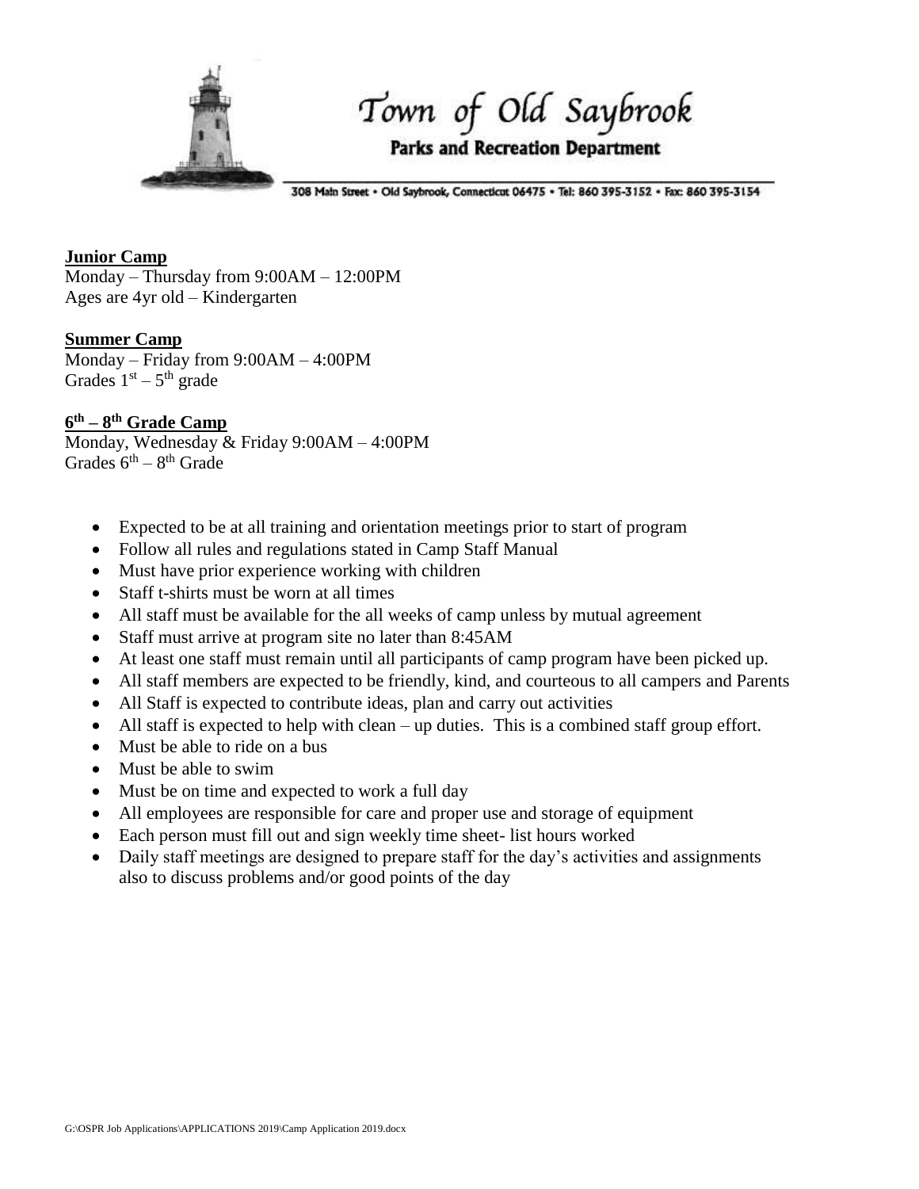# Town of Old Saybrook

## Parks and Recreation Department

308 Main Street • Old Saybrook, Connecticut 06475 • Tel: 860 395-3152 • Fax: 860 395-3154

**Junior Camp**
Monday – Thursday from 9:00AM – 12:00PM
Ages are 4yr old – Kindergarten

**Summer Camp**
Monday – Friday from 9:00AM – 4:00PM
Grades 1st – 5th grade

**6th – 8th Grade Camp**
Monday, Wednesday & Friday 9:00AM – 4:00PM
Grades 6th – 8th Grade

- Expected to be at all training and orientation meetings prior to start of program
- Follow all rules and regulations stated in Camp Staff Manual
- Must have prior experience working with children
- Staff t-shirts must be worn at all times
- All staff must be available for the all weeks of camp unless by mutual agreement
- Staff must arrive at program site no later than 8:45AM
- At least one staff must remain until all participants of camp program have been picked up.
- All staff members are expected to be friendly, kind, and courteous to all campers and Parents
- All Staff is expected to contribute ideas, plan and carry out activities
- All staff is expected to help with clean – up duties. This is a combined staff group effort.
- Must be able to ride on a bus
- Must be able to swim
- Must be on time and expected to work a full day
- All employees are responsible for care and proper use and storage of equipment
- Each person must fill out and sign weekly time sheet- list hours worked
- Daily staff meetings are designed to prepare staff for the day's activities and assignments also to discuss problems and/or good points of the day

G:\OSPR Job Applications\APPLICATIONS 2019\Camp Application 2019.docx